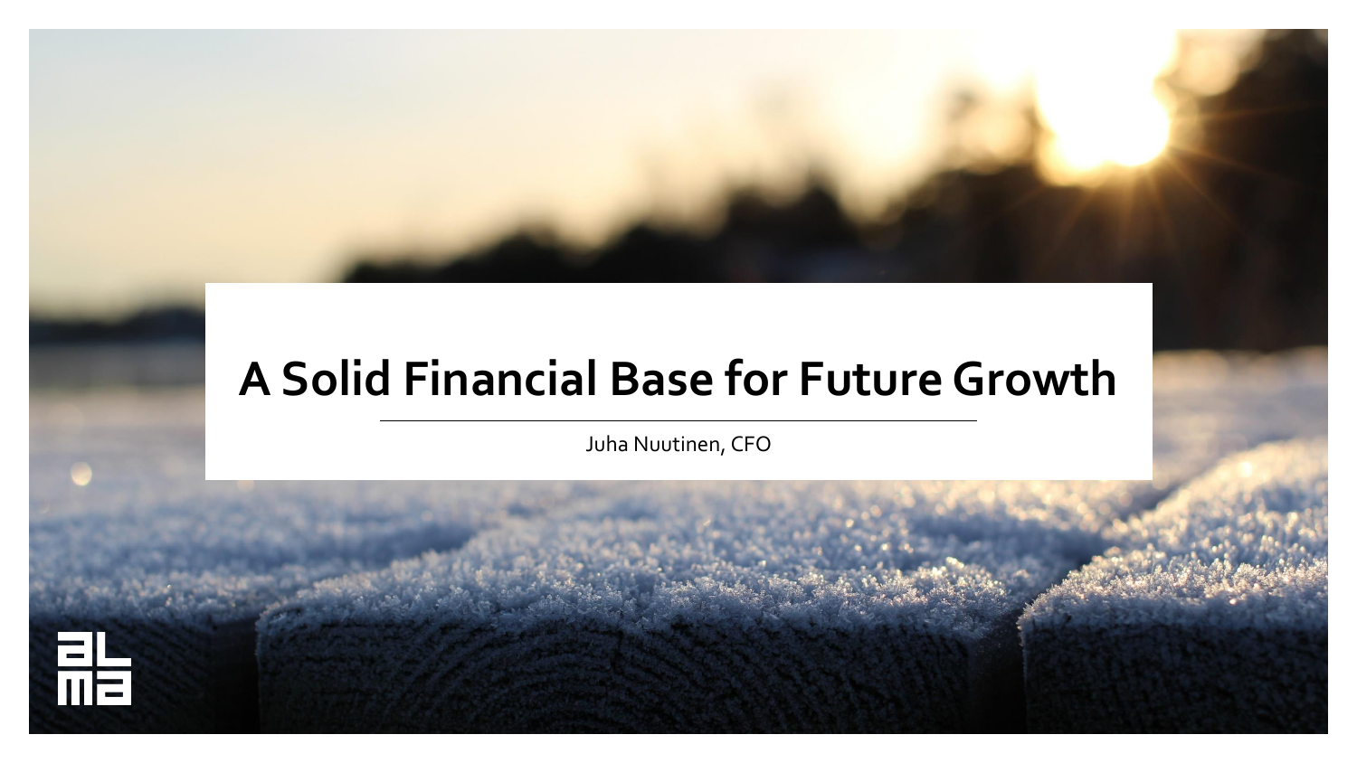# A Solid Financial Base for Future Growth

Juha Nuutinen, CFO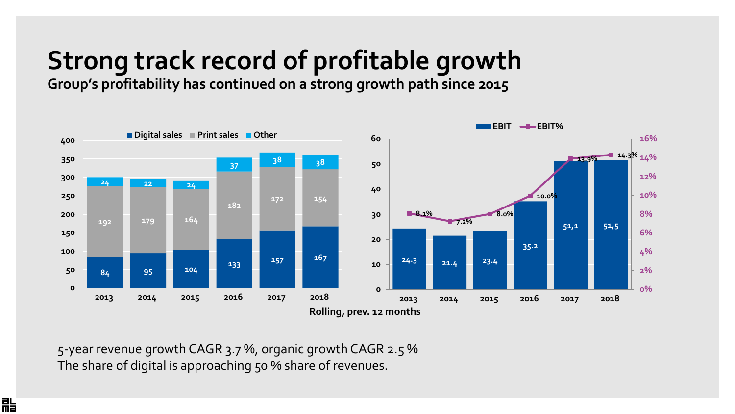# Strong track record of profitable growth

## Group's profitability has continued on a strong growth path since 2015

| | 2013 | 2014 | 2015 | 2016 | 2017 | 2018 |
|---|---|---|---|---|---|---|
| Digital sales | 84 | 95 | 104 | 133 | 157 | 167 |
| Print sales | 192 | 179 | 164 | 182 | 172 | 154 |
| Other | 24 | 22 | 24 | 37 | 38 | 38 |

| | 2013 | 2014 | 2015 | 2016 | 2017 | 2018 |
|---|---|---|---|---|---|---|
| EBIT | 24.3 | 21.4 | 23.4 | 35.2 | 51,1 | 51,5 |
| EBIT% | 8.1% | 7.2% | 8.0% | 10.0% | 13.9% | 14.3% |

Rolling, prev. 12 months

5-year revenue growth CAGR 3.7 %, organic growth CAGR 2.5 %
The share of digital is approaching 50 % share of revenues.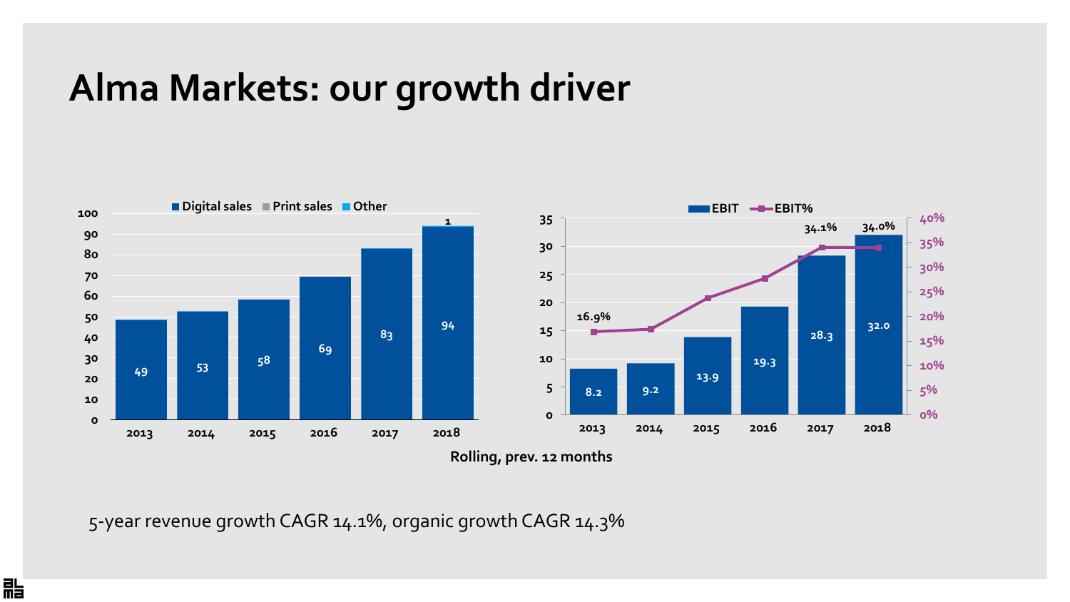# Alma Markets: our growth driver

| | 2013 | 2014 | 2015 | 2016 | 2017 | 2018 |
|---|---|---|---|---|---|---|
| Digital sales | 49 | 53 | 58 | 69 | 83 | 94 |
| Other | | | | | | 1 |

| | 2013 | 2014 | 2015 | 2016 | 2017 | 2018 |
|---|---|---|---|---|---|---|
| EBIT | 8.2 | 9.2 | 13.9 | 19.3 | 28.3 | 32.0 |
| EBIT% | 16.9% | | | | 34.1% | 34.0% |

**Rolling, prev. 12 months**

5-year revenue growth CAGR 14.1%, organic growth CAGR 14.3%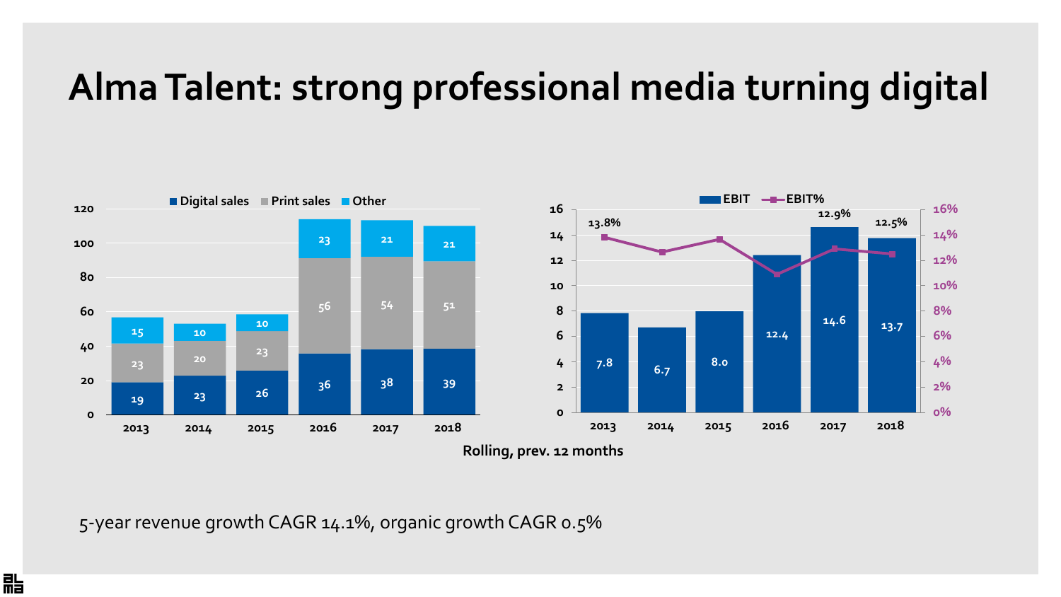# Alma Talent: strong professional media turning digital

| | 2013 | 2014 | 2015 | 2016 | 2017 | 2018 |
|---|---|---|---|---|---|---|
| Digital sales | 19 | 23 | 26 | 36 | 38 | 39 |
| Print sales | 23 | 20 | 23 | 56 | 54 | 51 |
| Other | 15 | 10 | 10 | 23 | 21 | 21 |

| | 2013 | 2014 | 2015 | 2016 | 2017 | 2018 |
|---|---|---|---|---|---|---|
| EBIT | 7.8 | 6.7 | 8.0 | 12.4 | 14.6 | 13.7 |
| EBIT% | 13.8% | | | | 12.9% | 12.5% |

Rolling, prev. 12 months

5-year revenue growth CAGR 14.1%, organic growth CAGR 0.5%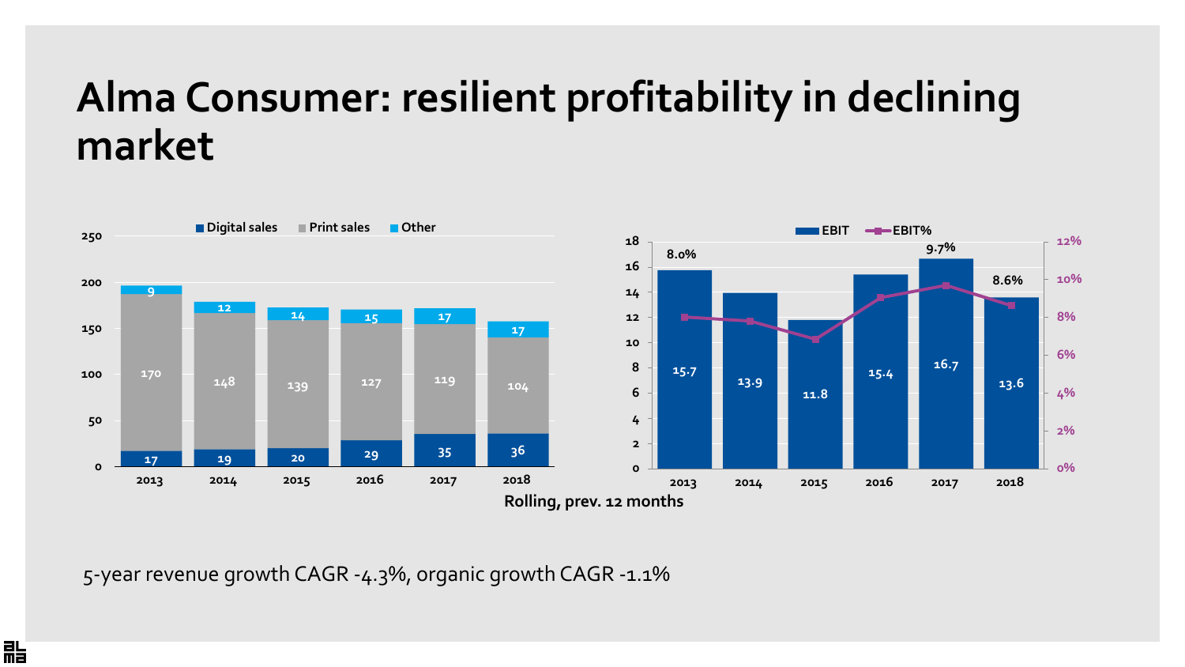# Alma Consumer: resilient profitability in declining market

| | 2013 | 2014 | 2015 | 2016 | 2017 | 2018 |
|---|---|---|---|---|---|---|
| Digital sales | 17 | 19 | 20 | 29 | 35 | 36 |
| Print sales | 170 | 148 | 139 | 127 | 119 | 104 |
| Other | 9 | 12 | 14 | 15 | 17 | 17 |

| | 2013 | 2014 | 2015 | 2016 | 2017 | 2018 |
|---|---|---|---|---|---|---|
| EBIT | 15.7 | 13.9 | 11.8 | 15.4 | 16.7 | 13.6 |
| EBIT% | 8.0% | | | | 9.7% | 8.6% |

Rolling, prev. 12 months

5-year revenue growth CAGR -4.3%, organic growth CAGR -1.1%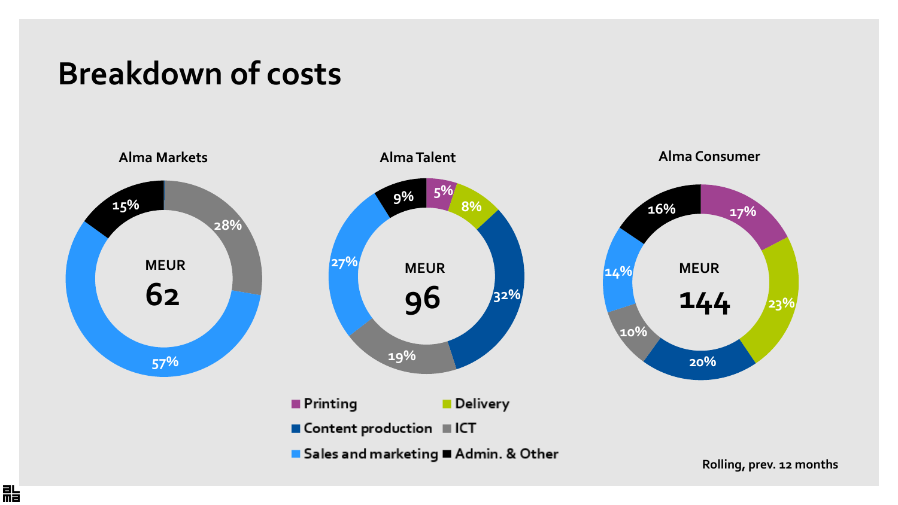# Breakdown of costs

Alma Markets

MEUR 62

- 15%
- 28%
- 57%

Alma Talent

MEUR 96

- 9%
- 5%
- 8%
- 32%
- 19%
- 27%

Alma Consumer

MEUR 144

- 16%
- 17%
- 23%
- 20%
- 10%
- 14%

Printing, Delivery, Content production, ICT, Sales and marketing, Admin. & Other

Rolling, prev. 12 months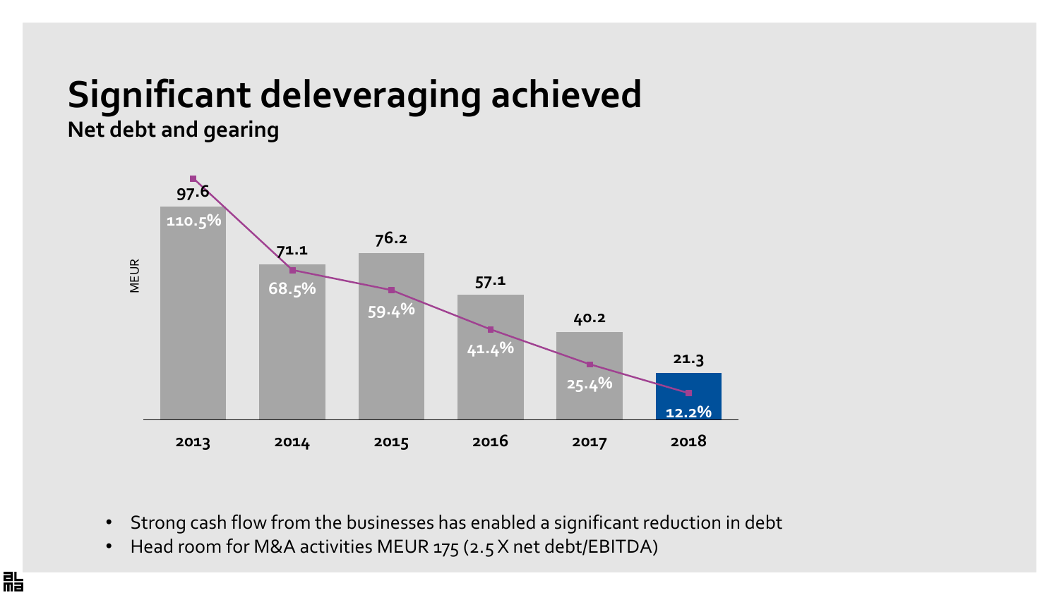# Significant deleveraging achieved

## Net debt and gearing

| | 2013 | 2014 | 2015 | 2016 | 2017 | 2018 |
|---|---|---|---|---|---|---|
| Net debt (MEUR) | 97.6 | 71.1 | 76.2 | 57.1 | 40.2 | 21.3 |
| Gearing | 110.5% | 68.5% | 59.4% | 41.4% | 25.4% | 12.2% |

- Strong cash flow from the businesses has enabled a significant reduction in debt
- Head room for M&A activities MEUR 175 (2.5 X net debt/EBITDA)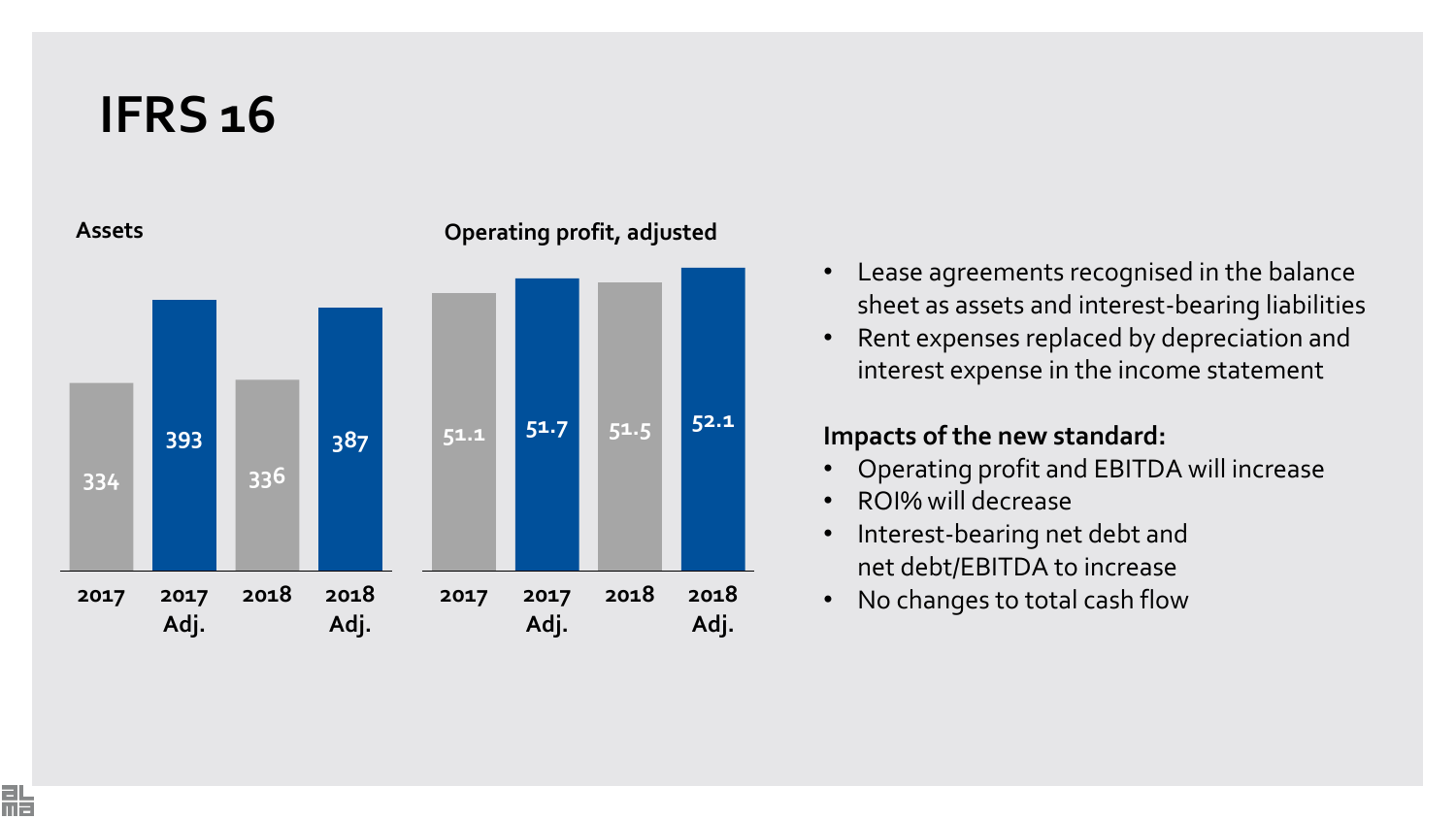# IFRS 16

**Assets**

| 2017 | 2017 Adj. | 2018 | 2018 Adj. |
|---|---|---|---|
| 334 | 393 | 336 | 387 |

**Operating profit, adjusted**

| 2017 | 2017 Adj. | 2018 | 2018 Adj. |
|---|---|---|---|
| 51.1 | 51.7 | 51.5 | 52.1 |

- Lease agreements recognised in the balance sheet as assets and interest-bearing liabilities
- Rent expenses replaced by depreciation and interest expense in the income statement

**Impacts of the new standard:**

- Operating profit and EBITDA will increase
- ROI% will decrease
- Interest-bearing net debt and net debt/EBITDA to increase
- No changes to total cash flow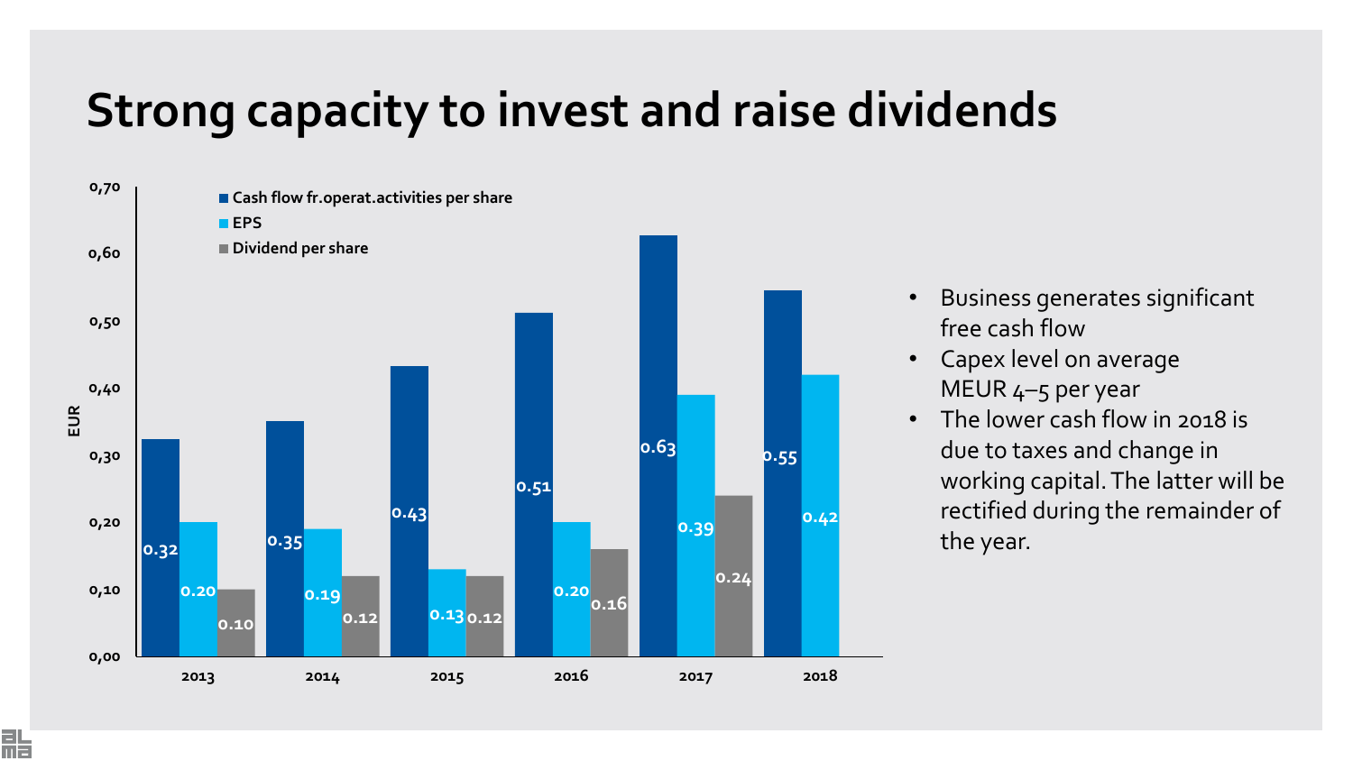# Strong capacity to invest and raise dividends

| EUR | 2013 | 2014 | 2015 | 2016 | 2017 | 2018 |
|---|---|---|---|---|---|---|
| Cash flow fr.operat.activities per share | 0.32 | 0.35 | 0.43 | 0.51 | 0.63 | 0.55 |
| EPS | 0.20 | 0.19 | 0.13 | 0.20 | 0.39 | 0.42 |
| Dividend per share | 0.10 | 0.12 | 0.12 | 0.16 | 0.24 | |

- Business generates significant free cash flow
- Capex level on average MEUR 4–5 per year
- The lower cash flow in 2018 is due to taxes and change in working capital. The latter will be rectified during the remainder of the year.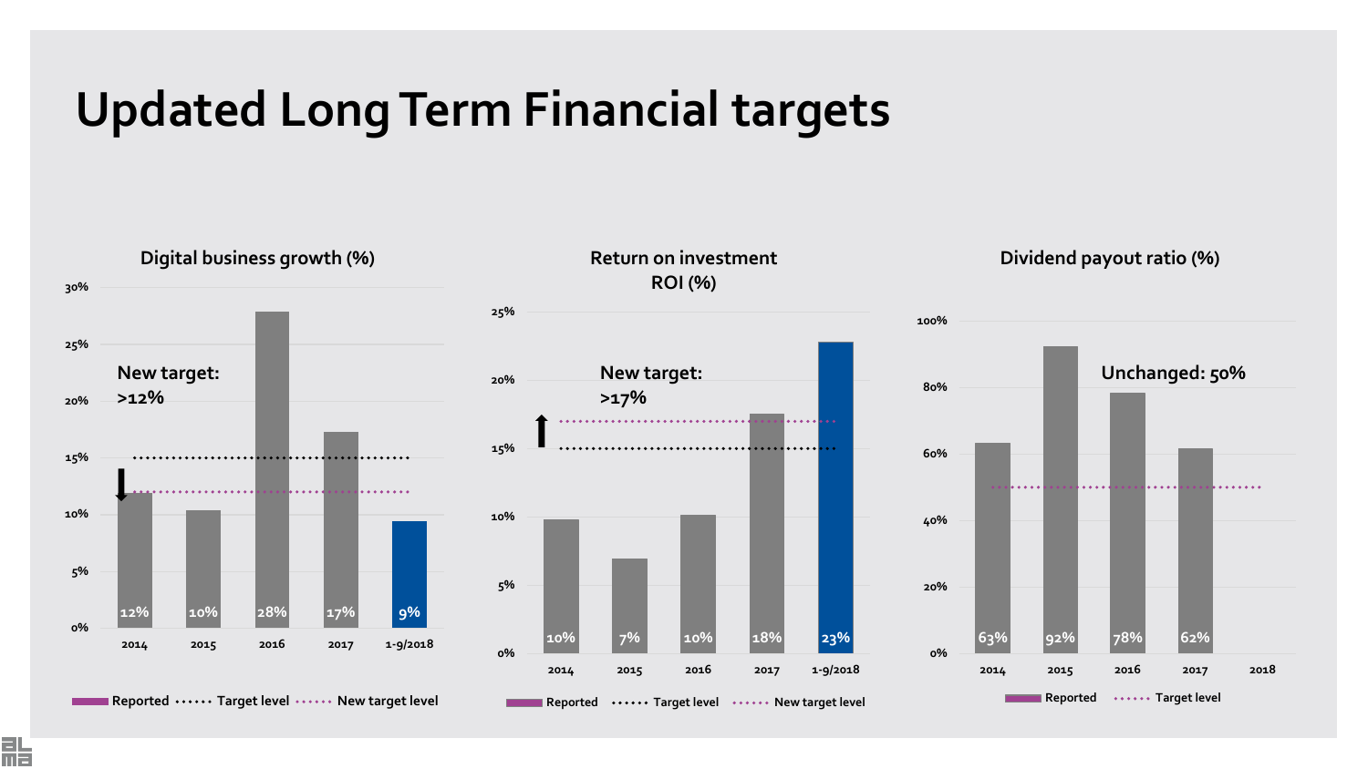# Updated Long Term Financial targets

## Digital business growth (%)

New target: >12%

| Year | Reported |
|---|---|
| 2014 | 12% |
| 2015 | 10% |
| 2016 | 28% |
| 2017 | 17% |
| 1-9/2018 | 9% |

Reported ⋯⋯ Target level ⋯⋯ New target level

## Return on investment ROI (%)

New target: >17%

| Year | Reported |
|---|---|
| 2014 | 10% |
| 2015 | 7% |
| 2016 | 10% |
| 2017 | 18% |
| 1-9/2018 | 23% |

Reported ⋯⋯ Target level ⋯⋯ New target level

## Dividend payout ratio (%)

Unchanged: 50%

| Year | Reported |
|---|---|
| 2014 | 63% |
| 2015 | 92% |
| 2016 | 78% |
| 2017 | 62% |
| 2018 | |

Reported ⋯⋯ Target level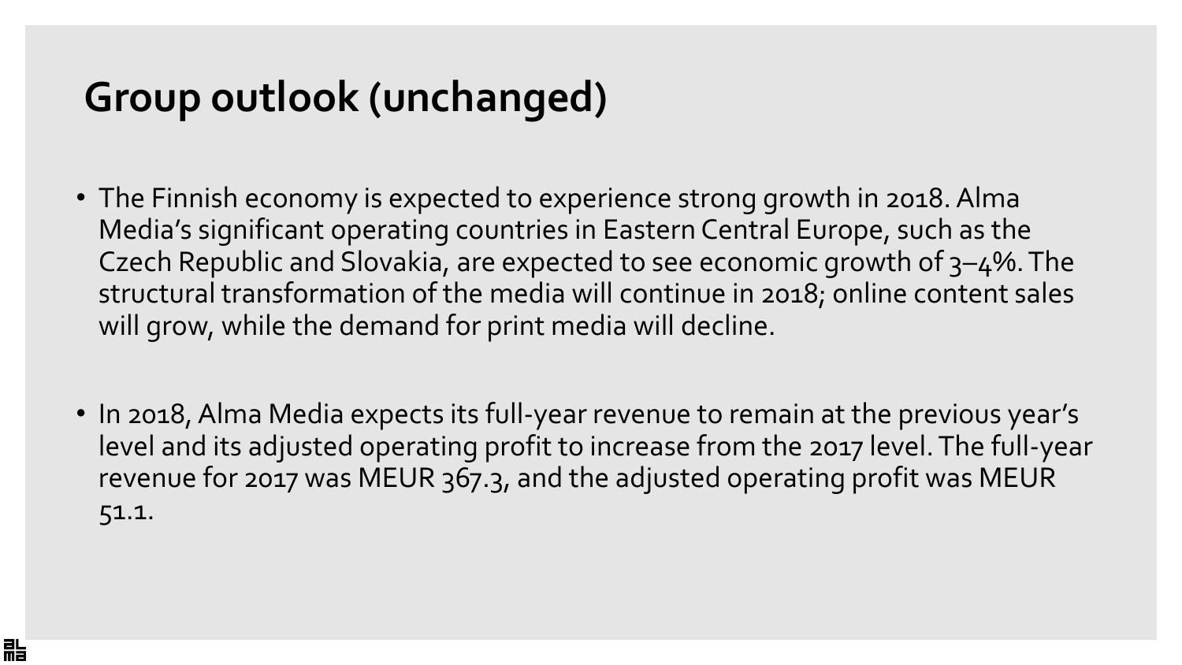# Group outlook (unchanged)

- The Finnish economy is expected to experience strong growth in 2018. Alma Media's significant operating countries in Eastern Central Europe, such as the Czech Republic and Slovakia, are expected to see economic growth of 3–4%. The structural transformation of the media will continue in 2018; online content sales will grow, while the demand for print media will decline.

- In 2018, Alma Media expects its full-year revenue to remain at the previous year's level and its adjusted operating profit to increase from the 2017 level. The full-year revenue for 2017 was MEUR 367.3, and the adjusted operating profit was MEUR 51.1.